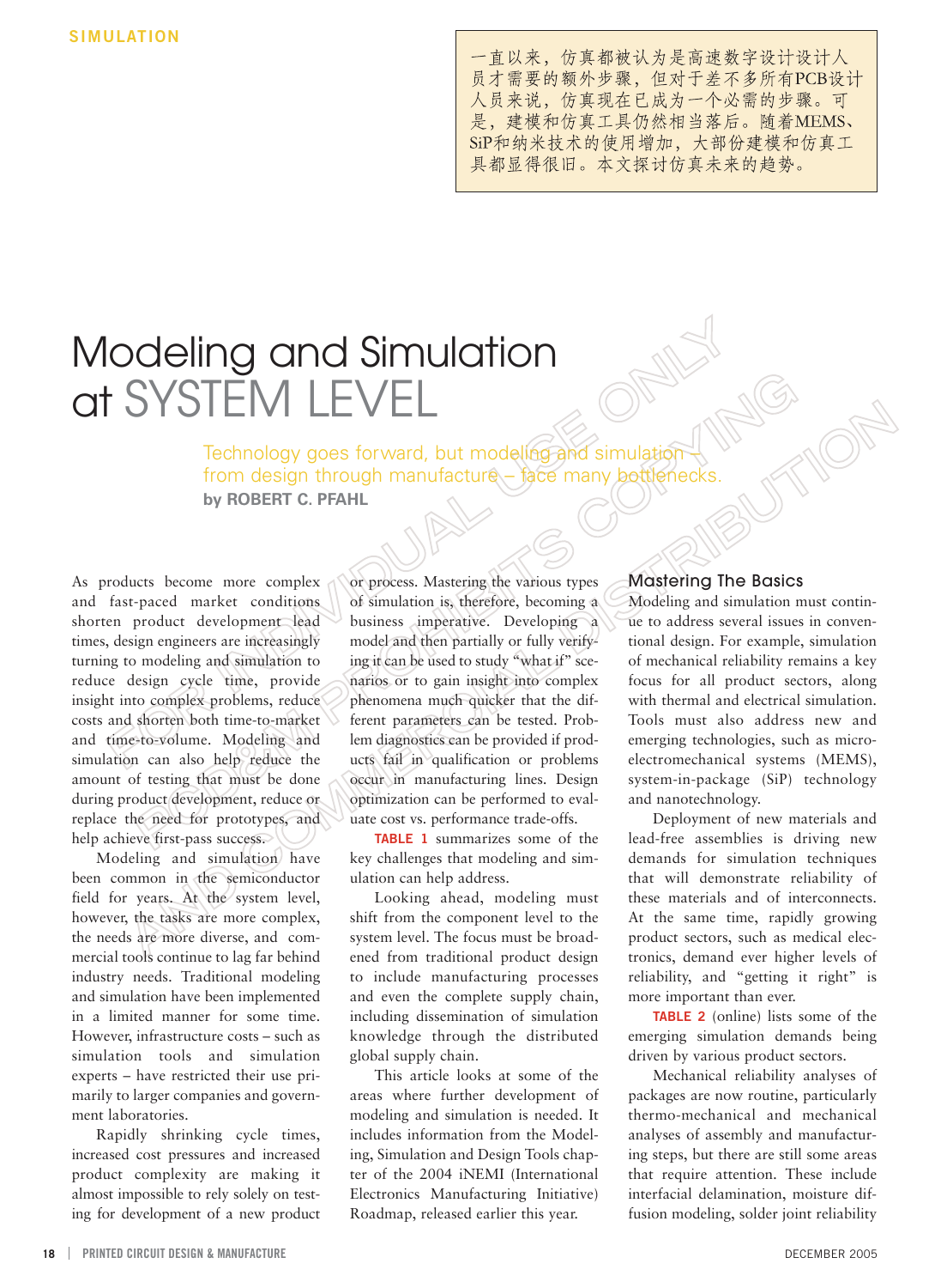SIMULATION

一直以来，仿真都被认为是高速数字设计设计人员才需要的额外步骤，但对于差不多所有PCB设计人员来说，仿真现在已成为一个必需的步骤。可是，建模和仿真工具仍然相当落后。随着MEMS、SiP和纳米技术的使用增加，大部份建模和仿真工具都显得很旧。本文探讨仿真未来的趋势。

# Modeling and Simulation at SYSTEM LEVEL

Technology goes forward, but modeling and simulation – from design through manufacture – face many bottlenecks.

**by ROBERT C. PFAHL**

As products become more complex and fast-paced market conditions shorten product development lead times, design engineers are increasingly turning to modeling and simulation to reduce design cycle time, provide insight into complex problems, reduce costs and shorten both time-to-market and time-to-volume. Modeling and simulation can also help reduce the amount of testing that must be done during product development, reduce or replace the need for prototypes, and help achieve first-pass success.

Modeling and simulation have been common in the semiconductor field for years. At the system level, however, the tasks are more complex, the needs are more diverse, and commercial tools continue to lag far behind industry needs. Traditional modeling and simulation have been implemented in a limited manner for some time. However, infrastructure costs – such as simulation tools and simulation experts – have restricted their use primarily to larger companies and government laboratories.

Rapidly shrinking cycle times, increased cost pressures and increased product complexity are making it almost impossible to rely solely on testing for development of a new product or process. Mastering the various types of simulation is, therefore, becoming a business imperative. Developing a model and then partially or fully verifying it can be used to study "what if" scenarios or to gain insight into complex phenomena much quicker that the different parameters can be tested. Problem diagnostics can be provided if products fail in qualification or problems occur in manufacturing lines. Design optimization can be performed to evaluate cost vs. performance trade-offs.

TABLE 1 summarizes some of the key challenges that modeling and simulation can help address.

Looking ahead, modeling must shift from the component level to the system level. The focus must be broadened from traditional product design to include manufacturing processes and even the complete supply chain, including dissemination of simulation knowledge through the distributed global supply chain.

This article looks at some of the areas where further development of modeling and simulation is needed. It includes information from the Modeling, Simulation and Design Tools chapter of the 2004 iNEMI (International Electronics Manufacturing Initiative) Roadmap, released earlier this year.

## Mastering The Basics

Modeling and simulation must continue to address several issues in conventional design. For example, simulation of mechanical reliability remains a key focus for all product sectors, along with thermal and electrical simulation. Tools must also address new and emerging technologies, such as microelectromechanical systems (MEMS), system-in-package (SiP) technology and nanotechnology.

Deployment of new materials and lead-free assemblies is driving new demands for simulation techniques that will demonstrate reliability of these materials and of interconnects. At the same time, rapidly growing product sectors, such as medical electronics, demand ever higher levels of reliability, and "getting it right" is more important than ever.

TABLE 2 (online) lists some of the emerging simulation demands being driven by various product sectors.

Mechanical reliability analyses of packages are now routine, particularly thermo-mechanical and mechanical analyses of assembly and manufacturing steps, but there are still some areas that require attention. These include interfacial delamination, moisture diffusion modeling, solder joint reliability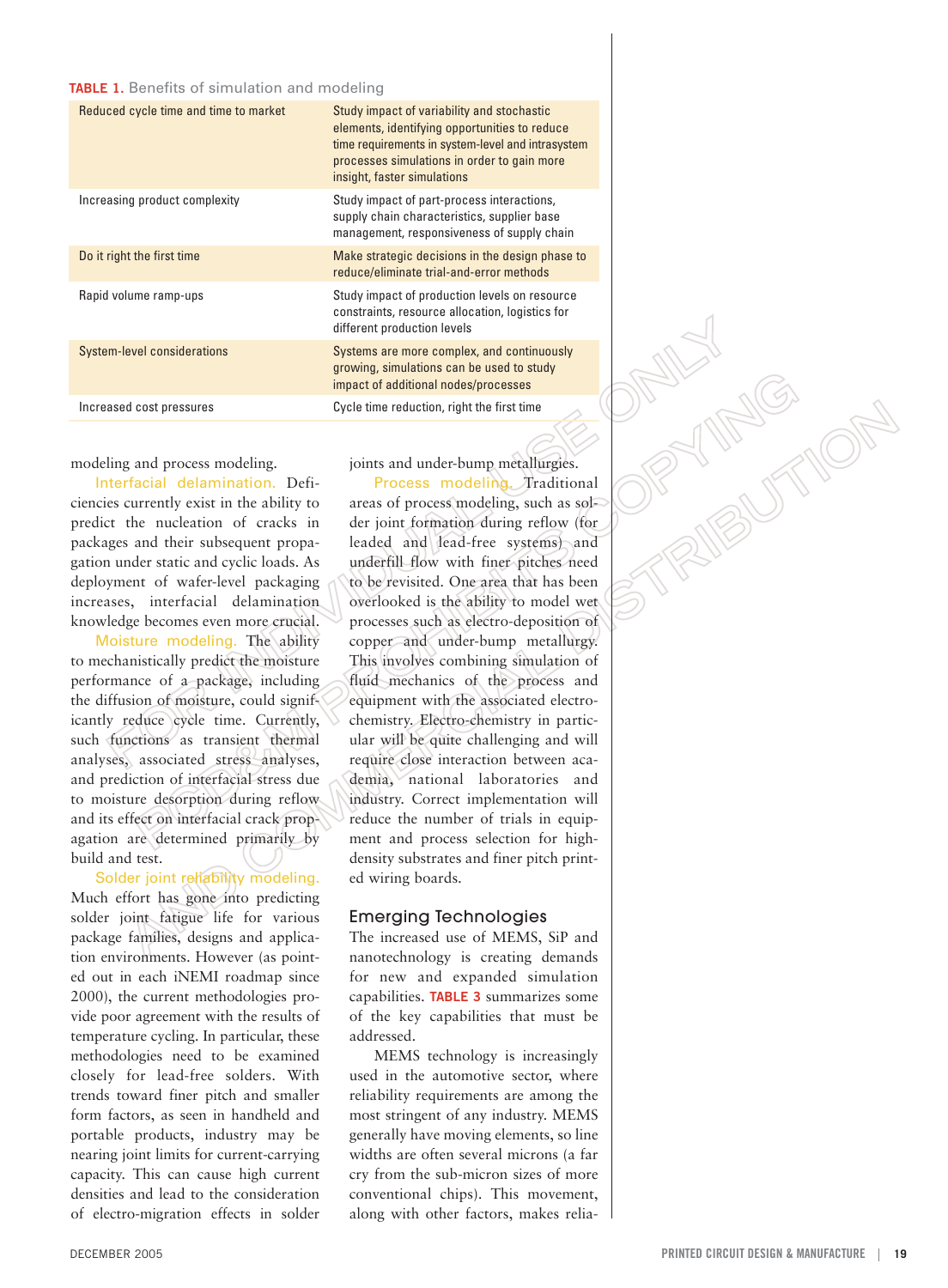**TABLE 1.** Benefits of simulation and modeling

| | |
|---|---|
| Reduced cycle time and time to market | Study impact of variability and stochastic elements, identifying opportunities to reduce time requirements in system-level and intrasystem processes simulations in order to gain more insight, faster simulations |
| Increasing product complexity | Study impact of part-process interactions, supply chain characteristics, supplier base management, responsiveness of supply chain |
| Do it right the first time | Make strategic decisions in the design phase to reduce/eliminate trial-and-error methods |
| Rapid volume ramp-ups | Study impact of production levels on resource constraints, resource allocation, logistics for different production levels |
| System-level considerations | Systems are more complex, and continuously growing, simulations can be used to study impact of additional nodes/processes |
| Increased cost pressures | Cycle time reduction, right the first time |

modeling and process modeling.

**Interfacial delamination.** Deficiencies currently exist in the ability to predict the nucleation of cracks in packages and their subsequent propagation under static and cyclic loads. As deployment of wafer-level packaging increases, interfacial delamination knowledge becomes even more crucial.

**Moisture modeling.** The ability to mechanistically predict the moisture performance of a package, including the diffusion of moisture, could significantly reduce cycle time. Currently, such functions as transient thermal analyses, associated stress analyses, and prediction of interfacial stress due to moisture desorption during reflow and its effect on interfacial crack propagation are determined primarily by build and test.

**Solder joint reliability modeling.** Much effort has gone into predicting solder joint fatigue life for various package families, designs and application environments. However (as pointed out in each iNEMI roadmap since 2000), the current methodologies provide poor agreement with the results of temperature cycling. In particular, these methodologies need to be examined closely for lead-free solders. With trends toward finer pitch and smaller form factors, as seen in handheld and portable products, industry may be nearing joint limits for current-carrying capacity. This can cause high current densities and lead to the consideration of electro-migration effects in solder joints and under-bump metallurgies.

**Process modeling.** Traditional areas of process modeling, such as solder joint formation during reflow (for leaded and lead-free systems) and underfill flow with finer pitches need to be revisited. One area that has been overlooked is the ability to model wet processes such as electro-deposition of copper and under-bump metallurgy. This involves combining simulation of fluid mechanics of the process and equipment with the associated electrochemistry. Electro-chemistry in particular will be quite challenging and will require close interaction between academia, national laboratories and industry. Correct implementation will reduce the number of trials in equipment and process selection for high-density substrates and finer pitch printed wiring boards.

## Emerging Technologies

The increased use of MEMS, SiP and nanotechnology is creating demands for new and expanded simulation capabilities. **TABLE 3** summarizes some of the key capabilities that must be addressed.

MEMS technology is increasingly used in the automotive sector, where reliability requirements are among the most stringent of any industry. MEMS generally have moving elements, so line widths are often several microns (a far cry from the sub-micron sizes of more conventional chips). This movement, along with other factors, makes relia-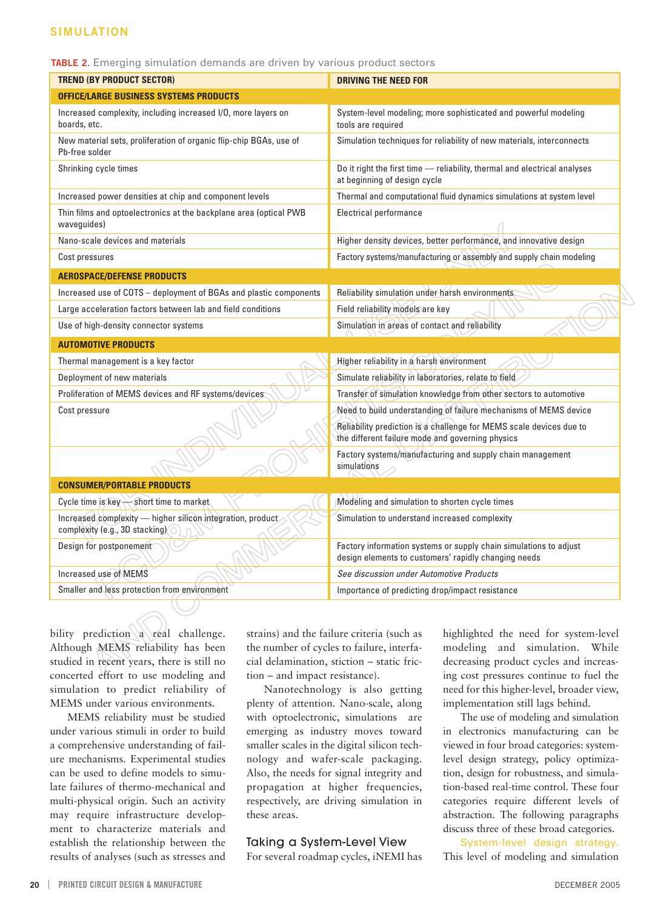**TABLE 2.** Emerging simulation demands are driven by various product sectors

| TREND (BY PRODUCT SECTOR) | DRIVING THE NEED FOR |
|---|---|
| **OFFICE/LARGE BUSINESS SYSTEMS PRODUCTS** | |
| Increased complexity, including increased I/O, more layers on boards, etc. | System-level modeling; more sophisticated and powerful modeling tools are required |
| New material sets, proliferation of organic flip-chip BGAs, use of Pb-free solder | Simulation techniques for reliability of new materials, interconnects |
| Shrinking cycle times | Do it right the first time — reliability, thermal and electrical analyses at beginning of design cycle |
| Increased power densities at chip and component levels | Thermal and computational fluid dynamics simulations at system level |
| Thin films and optoelectronics at the backplane area (optical PWB waveguides) | Electrical performance |
| Nano-scale devices and materials | Higher density devices, better performance, and innovative design |
| Cost pressures | Factory systems/manufacturing or assembly and supply chain modeling |
| **AEROSPACE/DEFENSE PRODUCTS** | |
| Increased use of COTS – deployment of BGAs and plastic components | Reliability simulation under harsh environments |
| Large acceleration factors between lab and field conditions | Field reliability models are key |
| Use of high-density connector systems | Simulation in areas of contact and reliability |
| **AUTOMOTIVE PRODUCTS** | |
| Thermal management is a key factor | Higher reliability in a harsh environment |
| Deployment of new materials | Simulate reliability in laboratories, relate to field |
| Proliferation of MEMS devices and RF systems/devices | Transfer of simulation knowledge from other sectors to automotive |
| Cost pressure | Need to build understanding of failure mechanisms of MEMS device |
| | Reliability prediction is a challenge for MEMS scale devices due to the different failure mode and governing physics |
| | Factory systems/manufacturing and supply chain management simulations |
| **CONSUMER/PORTABLE PRODUCTS** | |
| Cycle time is key — short time to market | Modeling and simulation to shorten cycle times |
| Increased complexity — higher silicon integration, product complexity (e.g., 3D stacking) | Simulation to understand increased complexity |
| Design for postponement | Factory information systems or supply chain simulations to adjust design elements to customers' rapidly changing needs |
| Increased use of MEMS | *See discussion under Automotive Products* |
| Smaller and less protection from environment | Importance of predicting drop/impact resistance |

bility prediction a real challenge. Although MEMS reliability has been studied in recent years, there is still no concerted effort to use modeling and simulation to predict reliability of MEMS under various environments.

MEMS reliability must be studied under various stimuli in order to build a comprehensive understanding of failure mechanisms. Experimental studies can be used to define models to simulate failures of thermo-mechanical and multi-physical origin. Such an activity may require infrastructure development to characterize materials and establish the relationship between the results of analyses (such as stresses and strains) and the failure criteria (such as the number of cycles to failure, interfacial delamination, stiction – static friction – and impact resistance).

Nanotechnology is also getting plenty of attention. Nano-scale, along with optoelectronic, simulations are emerging as industry moves toward smaller scales in the digital silicon technology and wafer-scale packaging. Also, the needs for signal integrity and propagation at higher frequencies, respectively, are driving simulation in these areas.

## Taking a System-Level View

For several roadmap cycles, iNEMI has highlighted the need for system-level modeling and simulation. While decreasing product cycles and increasing cost pressures continue to fuel the need for this higher-level, broader view, implementation still lags behind.

The use of modeling and simulation in electronics manufacturing can be viewed in four broad categories: system-level design strategy, policy optimization, design for robustness, and simulation-based real-time control. These four categories require different levels of abstraction. The following paragraphs discuss three of these broad categories.

**System-level design strategy.** This level of modeling and simulation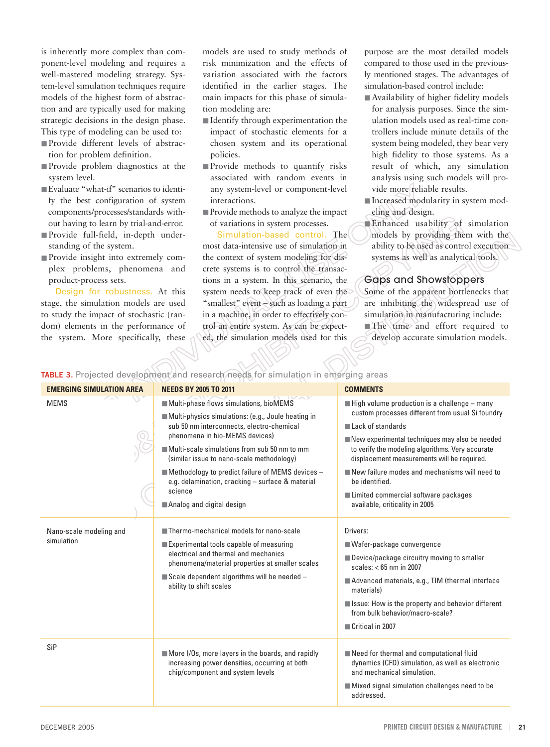is inherently more complex than component-level modeling and requires a well-mastered modeling strategy. System-level simulation techniques require models of the highest form of abstraction and are typically used for making strategic decisions in the design phase. This type of modeling can be used to:

- Provide different levels of abstraction for problem definition.
- Provide problem diagnostics at the system level.
- Evaluate "what-if" scenarios to identify the best configuration of system components/processes/standards without having to learn by trial-and-error.
- Provide full-field, in-depth understanding of the system.
- Provide insight into extremely complex problems, phenomena and product-process sets.

**Design for robustness.** At this stage, the simulation models are used to study the impact of stochastic (random) elements in the performance of the system. More specifically, these models are used to study methods of risk minimization and the effects of variation associated with the factors identified in the earlier stages. The main impacts for this phase of simulation modeling are:

- Identify through experimentation the impact of stochastic elements for a chosen system and its operational policies.
- Provide methods to quantify risks associated with random events in any system-level or component-level interactions.
- Provide methods to analyze the impact of variations in system processes.

**Simulation-based control.** The most data-intensive use of simulation in the context of system modeling for discrete systems is to control the transactions in a system. In this scenario, the system needs to keep track of even the "smallest" event – such as loading a part in a machine, in order to effectively control an entire system. As can be expected, the simulation models used for this purpose are the most detailed models compared to those used in the previously mentioned stages. The advantages of simulation-based control include:

- Availability of higher fidelity models for analysis purposes. Since the simulation models used as real-time controllers include minute details of the system being modeled, they bear very high fidelity to those systems. As a result of which, any simulation analysis using such models will provide more reliable results.
- Increased modularity in system modeling and design.
- Enhanced usability of simulation models by providing them with the ability to be used as control execution systems as well as analytical tools.

## Gaps and Showstoppers

Some of the apparent bottlenecks that are inhibiting the widespread use of simulation in manufacturing include:

- The time and effort required to develop accurate simulation models.

**TABLE 3.** Projected development and research needs for simulation in emerging areas

| EMERGING SIMULATION AREA | NEEDS BY 2005 TO 2011 | COMMENTS |
|---|---|---|
| MEMS | ■ Multi-phase flows simulations, bioMEMS<br>■ Multi-physics simulations: (e.g., Joule heating in sub 50 nm interconnects, electro-chemical phenomena in bio-MEMS devices)<br>■ Multi-scale simulations from sub 50 nm to mm (similar issue to nano-scale methodology)<br>■ Methodology to predict failure of MEMS devices – e.g. delamination, cracking – surface & material science<br>■ Analog and digital design | ■ High volume production is a challenge – many custom processes different from usual Si foundry<br>■ Lack of standards<br>■ New experimental techniques may also be needed to verify the modeling algorithms. Very accurate displacement measurements will be required.<br>■ New failure modes and mechanisms will need to be identified.<br>■ Limited commercial software packages available, criticality in 2005 |
| Nano-scale modeling and simulation | ■ Thermo-mechanical models for nano-scale<br>■ Experimental tools capable of measuring electrical and thermal and mechanics phenomena/material properties at smaller scales<br>■ Scale dependent algorithms will be needed – ability to shift scales | Drivers:<br>■ Wafer-package convergence<br>■ Device/package circuitry moving to smaller scales: < 65 nm in 2007<br>■ Advanced materials, e.g., TIM (thermal interface materials)<br>■ Issue: How is the property and behavior different from bulk behavior/macro-scale?<br>■ Critical in 2007 |
| SiP | ■ More I/Os, more layers in the boards, and rapidly increasing power densities, occurring at both chip/component and system levels | ■ Need for thermal and computational fluid dynamics (CFD) simulation, as well as electronic and mechanical simulation.<br>■ Mixed signal simulation challenges need to be addressed. |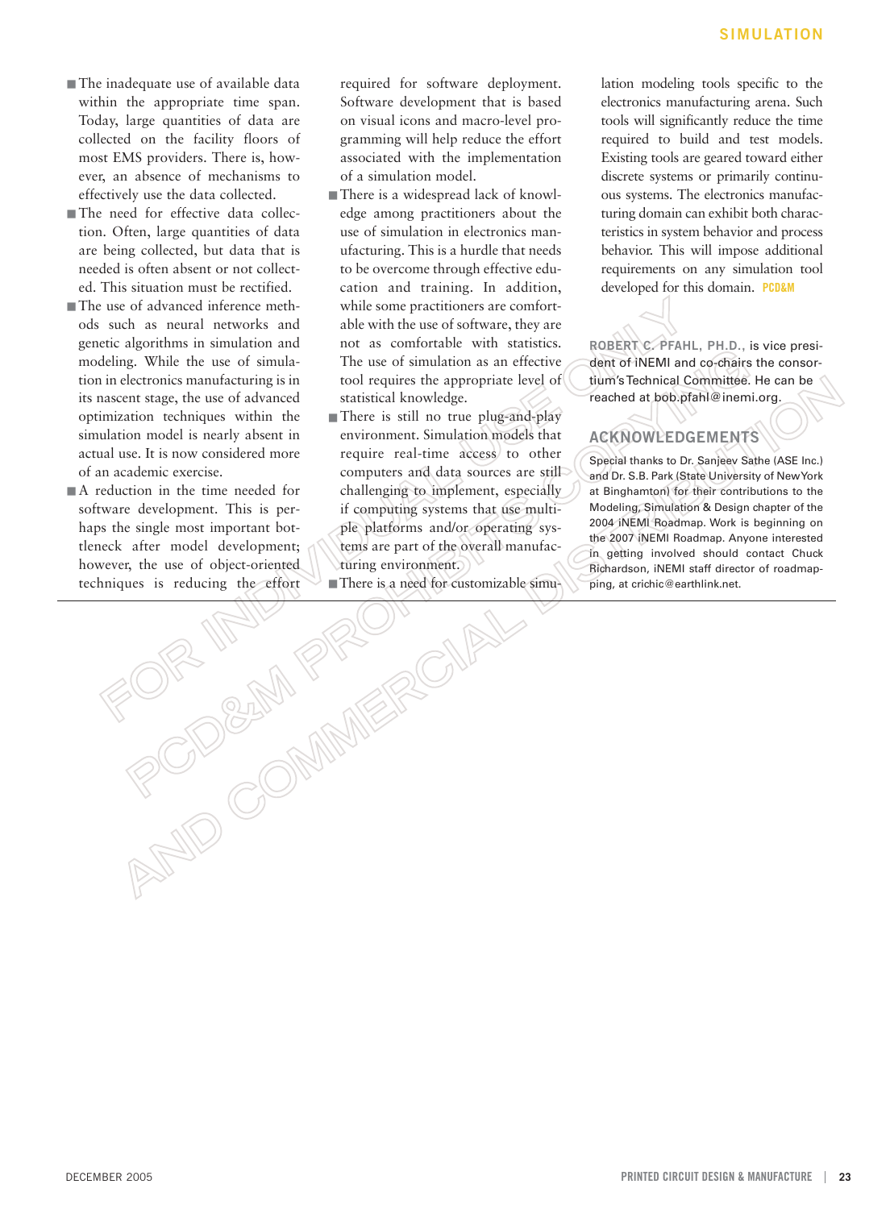- The inadequate use of available data within the appropriate time span. Today, large quantities of data are collected on the facility floors of most EMS providers. There is, however, an absence of mechanisms to effectively use the data collected.
- The need for effective data collection. Often, large quantities of data are being collected, but data that is needed is often absent or not collected. This situation must be rectified.
- The use of advanced inference methods such as neural networks and genetic algorithms in simulation and modeling. While the use of simulation in electronics manufacturing is in its nascent stage, the use of advanced optimization techniques within the simulation model is nearly absent in actual use. It is now considered more of an academic exercise.
- A reduction in the time needed for software development. This is perhaps the single most important bottleneck after model development; however, the use of object-oriented techniques is reducing the effort required for software deployment. Software development that is based on visual icons and macro-level programming will help reduce the effort associated with the implementation of a simulation model.
- There is a widespread lack of knowledge among practitioners about the use of simulation in electronics manufacturing. This is a hurdle that needs to be overcome through effective education and training. In addition, while some practitioners are comfortable with the use of software, they are not as comfortable with statistics. The use of simulation as an effective tool requires the appropriate level of statistical knowledge.
- There is still no true plug-and-play environment. Simulation models that require real-time access to other computers and data sources are still challenging to implement, especially if computing systems that use multiple platforms and/or operating systems are part of the overall manufacturing environment.
- There is a need for customizable simulation modeling tools specific to the electronics manufacturing arena. Such tools will significantly reduce the time required to build and test models. Existing tools are geared toward either discrete systems or primarily continuous systems. The electronics manufacturing domain can exhibit both characteristics in system behavior and process behavior. This will impose additional requirements on any simulation tool developed for this domain. **PCD&M**

**ROBERT C. PFAHL, PH.D.,** is vice president of iNEMI and co-chairs the consortium's Technical Committee. He can be reached at bob.pfahl@inemi.org.

## ACKNOWLEDGEMENTS

Special thanks to Dr. Sanjeev Sathe (ASE Inc.) and Dr. S.B. Park (State University of New York at Binghamton) for their contributions to the Modeling, Simulation & Design chapter of the 2004 iNEMI Roadmap. Work is beginning on the 2007 iNEMI Roadmap. Anyone interested in getting involved should contact Chuck Richardson, iNEMI staff director of roadmapping, at crichic@earthlink.net.